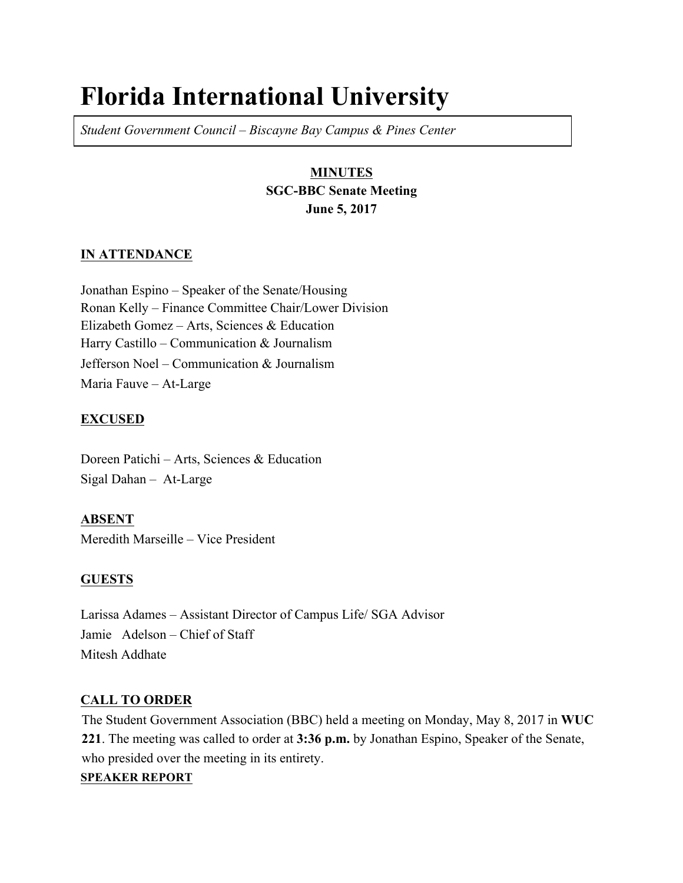# Florida International University

*Student Government Council – Biscayne Bay Campus & Pines Center*

**MINUTES**
**SGC-BBC Senate Meeting**
**June 5, 2017**

## IN ATTENDANCE

Jonathan Espino – Speaker of the Senate/Housing
Ronan Kelly – Finance Committee Chair/Lower Division
Elizabeth Gomez – Arts, Sciences & Education
Harry Castillo – Communication & Journalism
Jefferson Noel – Communication & Journalism
Maria Fauve – At-Large

## EXCUSED

Doreen Patichi – Arts, Sciences & Education
Sigal Dahan – At-Large

## ABSENT

Meredith Marseille – Vice President

## GUESTS

Larissa Adames – Assistant Director of Campus Life/ SGA Advisor
Jamie Adelson – Chief of Staff
Mitesh Addhate

## CALL TO ORDER

The Student Government Association (BBC) held a meeting on Monday, May 8, 2017 in **WUC 221**. The meeting was called to order at **3:36 p.m.** by Jonathan Espino, Speaker of the Senate, who presided over the meeting in its entirety.

## SPEAKER REPORT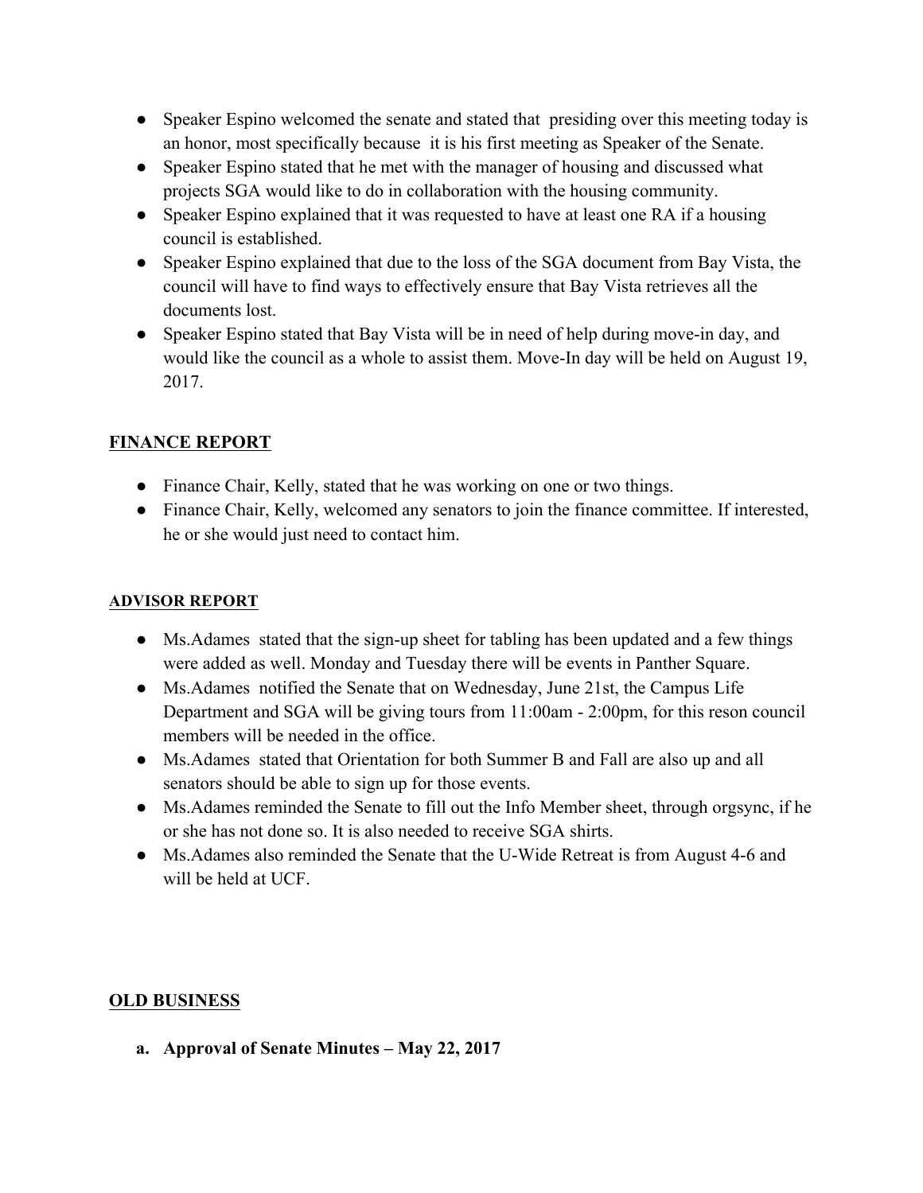- Speaker Espino welcomed the senate and stated that presiding over this meeting today is an honor, most specifically because it is his first meeting as Speaker of the Senate.
- Speaker Espino stated that he met with the manager of housing and discussed what projects SGA would like to do in collaboration with the housing community.
- Speaker Espino explained that it was requested to have at least one RA if a housing council is established.
- Speaker Espino explained that due to the loss of the SGA document from Bay Vista, the council will have to find ways to effectively ensure that Bay Vista retrieves all the documents lost.
- Speaker Espino stated that Bay Vista will be in need of help during move-in day, and would like the council as a whole to assist them. Move-In day will be held on August 19, 2017.

## FINANCE REPORT

- Finance Chair, Kelly, stated that he was working on one or two things.
- Finance Chair, Kelly, welcomed any senators to join the finance committee. If interested, he or she would just need to contact him.

## ADVISOR REPORT

- Ms.Adames stated that the sign-up sheet for tabling has been updated and a few things were added as well. Monday and Tuesday there will be events in Panther Square.
- Ms.Adames notified the Senate that on Wednesday, June 21st, the Campus Life Department and SGA will be giving tours from 11:00am - 2:00pm, for this reson council members will be needed in the office.
- Ms.Adames stated that Orientation for both Summer B and Fall are also up and all senators should be able to sign up for those events.
- Ms.Adames reminded the Senate to fill out the Info Member sheet, through orgsync, if he or she has not done so. It is also needed to receive SGA shirts.
- Ms.Adames also reminded the Senate that the U-Wide Retreat is from August 4-6 and will be held at UCF.

## OLD BUSINESS

**a. Approval of Senate Minutes – May 22, 2017**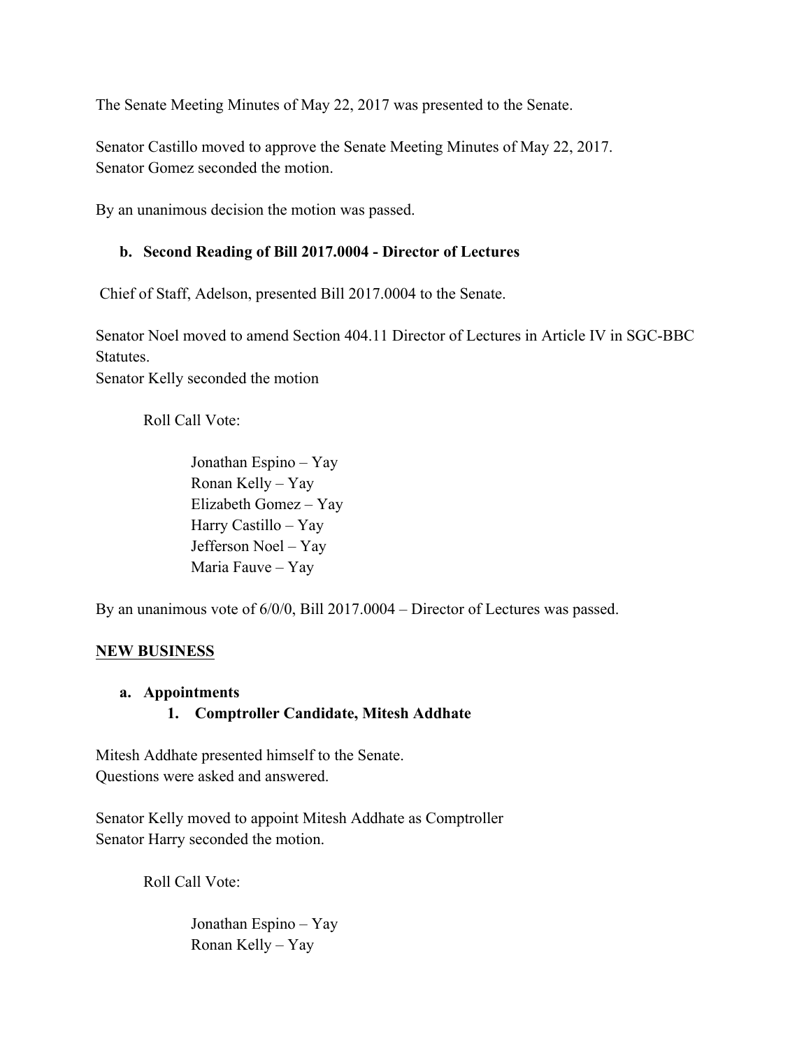The Senate Meeting Minutes of May 22, 2017 was presented to the Senate.

Senator Castillo moved to approve the Senate Meeting Minutes of May 22, 2017.
Senator Gomez seconded the motion.

By an unanimous decision the motion was passed.

**b. Second Reading of Bill 2017.0004 - Director of Lectures**

Chief of Staff, Adelson, presented Bill 2017.0004 to the Senate.

Senator Noel moved to amend Section 404.11 Director of Lectures in Article IV in SGC-BBC Statutes.
Senator Kelly seconded the motion

Roll Call Vote:

Jonathan Espino – Yay
Ronan Kelly – Yay
Elizabeth Gomez – Yay
Harry Castillo – Yay
Jefferson Noel – Yay
Maria Fauve – Yay

By an unanimous vote of 6/0/0, Bill 2017.0004 – Director of Lectures was passed.

**<u>NEW BUSINESS</u>**

**a. Appointments**

**1. Comptroller Candidate, Mitesh Addhate**

Mitesh Addhate presented himself to the Senate.
Questions were asked and answered.

Senator Kelly moved to appoint Mitesh Addhate as Comptroller
Senator Harry seconded the motion.

Roll Call Vote:

Jonathan Espino – Yay
Ronan Kelly – Yay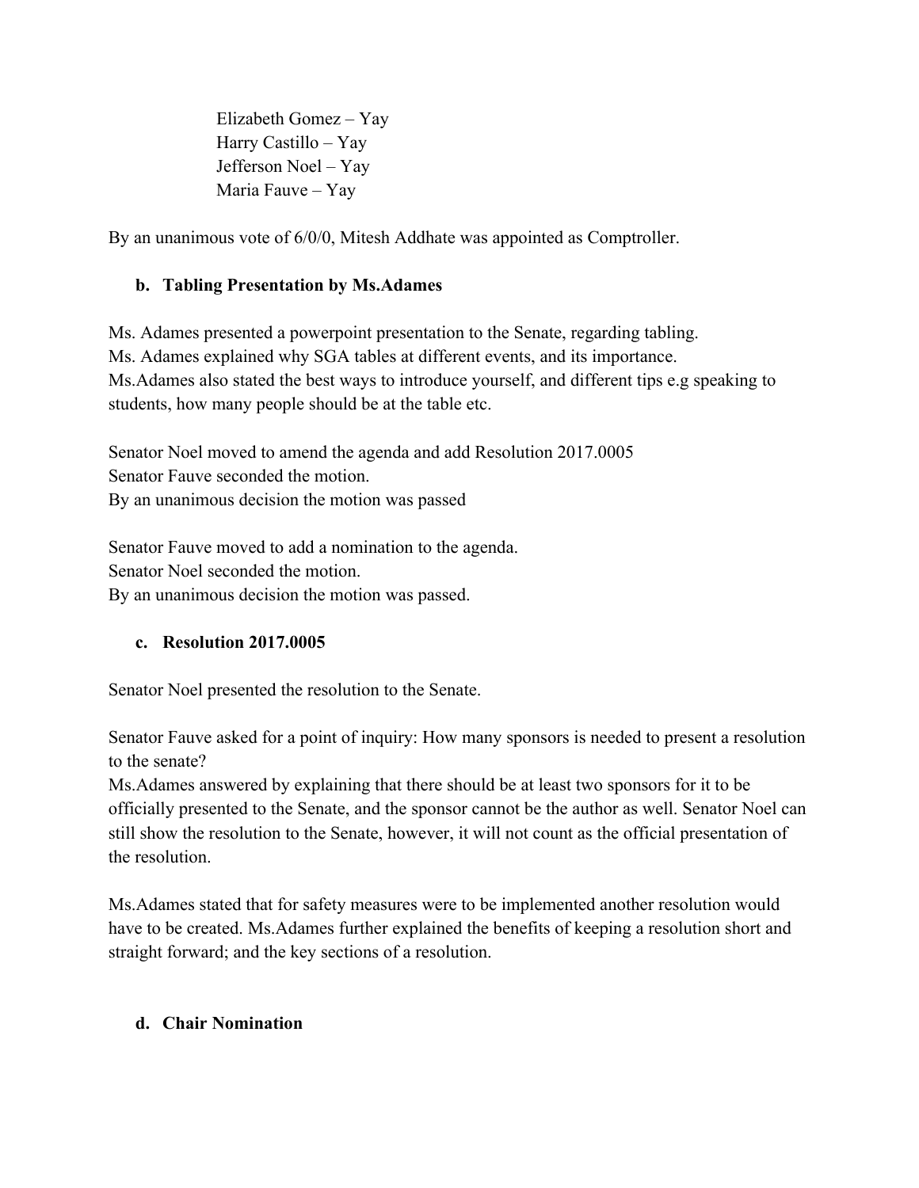Elizabeth Gomez – Yay
Harry Castillo – Yay
Jefferson Noel – Yay
Maria Fauve – Yay

By an unanimous vote of 6/0/0, Mitesh Addhate was appointed as Comptroller.

**b. Tabling Presentation by Ms.Adames**

Ms. Adames presented a powerpoint presentation to the Senate, regarding tabling.
Ms. Adames explained why SGA tables at different events, and its importance.
Ms.Adames also stated the best ways to introduce yourself, and different tips e.g speaking to students, how many people should be at the table etc.

Senator Noel moved to amend the agenda and add Resolution 2017.0005
Senator Fauve seconded the motion.
By an unanimous decision the motion was passed

Senator Fauve moved to add a nomination to the agenda.
Senator Noel seconded the motion.
By an unanimous decision the motion was passed.

**c. Resolution 2017.0005**

Senator Noel presented the resolution to the Senate.

Senator Fauve asked for a point of inquiry: How many sponsors is needed to present a resolution to the senate?
Ms.Adames answered by explaining that there should be at least two sponsors for it to be officially presented to the Senate, and the sponsor cannot be the author as well. Senator Noel can still show the resolution to the Senate, however, it will not count as the official presentation of the resolution.

Ms.Adames stated that for safety measures were to be implemented another resolution would have to be created. Ms.Adames further explained the benefits of keeping a resolution short and straight forward; and the key sections of a resolution.

**d. Chair Nomination**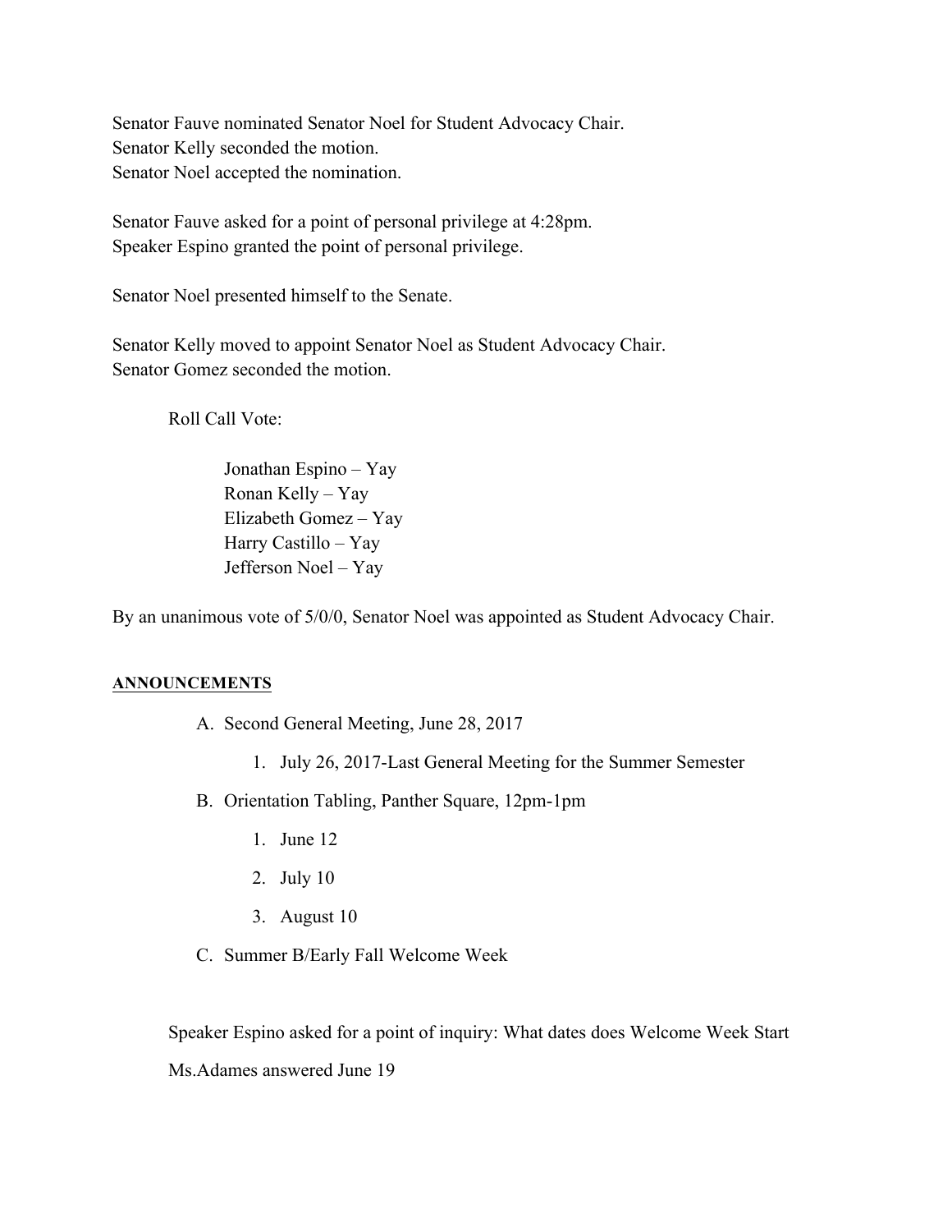Senator Fauve nominated Senator Noel for Student Advocacy Chair.
Senator Kelly seconded the motion.
Senator Noel accepted the nomination.

Senator Fauve asked for a point of personal privilege at 4:28pm.
Speaker Espino granted the point of personal privilege.

Senator Noel presented himself to the Senate.

Senator Kelly moved to appoint Senator Noel as Student Advocacy Chair.
Senator Gomez seconded the motion.

Roll Call Vote:

Jonathan Espino – Yay
Ronan Kelly – Yay
Elizabeth Gomez – Yay
Harry Castillo – Yay
Jefferson Noel – Yay

By an unanimous vote of 5/0/0, Senator Noel was appointed as Student Advocacy Chair.

**ANNOUNCEMENTS**

A. Second General Meeting, June 28, 2017
    1. July 26, 2017-Last General Meeting for the Summer Semester
B. Orientation Tabling, Panther Square, 12pm-1pm
    1. June 12
    2. July 10
    3. August 10
C. Summer B/Early Fall Welcome Week

Speaker Espino asked for a point of inquiry: What dates does Welcome Week Start

Ms.Adames answered June 19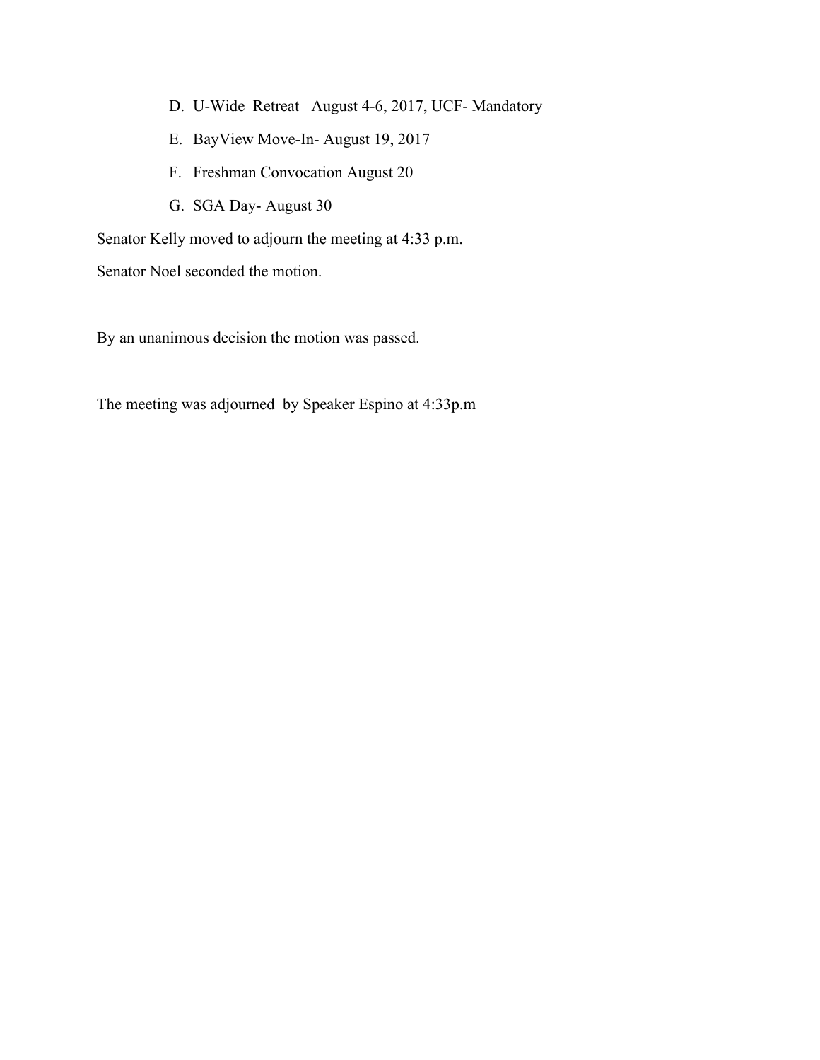D. U-Wide Retreat– August 4-6, 2017, UCF- Mandatory

E. BayView Move-In- August 19, 2017

F. Freshman Convocation August 20

G. SGA Day- August 30

Senator Kelly moved to adjourn the meeting at 4:33 p.m.

Senator Noel seconded the motion.

By an unanimous decision the motion was passed.

The meeting was adjourned by Speaker Espino at 4:33p.m